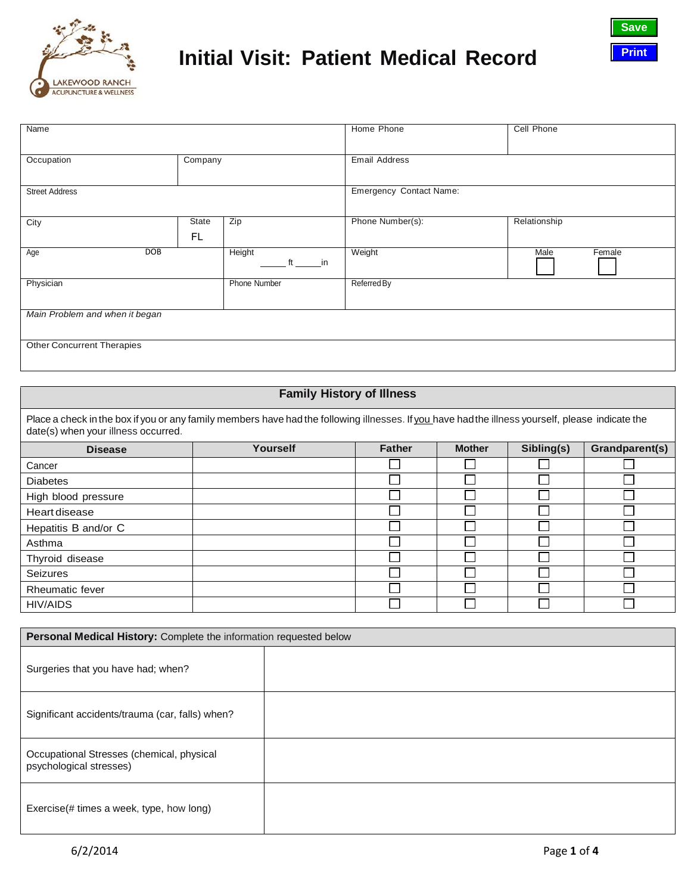# Initial Visit: Patient Medical Record

LAKEWOOD RANCH ACUPUNCTURE & WELLNESS

Save

Print

| Name | | | | Home Phone | Cell Phone | |
|---|---|---|---|---|---|---|
| Occupation | Company | | | Email Address | | |
| Street Address | | | | Emergency Contact Name: | | |
| City | State FL | Zip | | Phone Number(s): | Relationship | |
| Age DOB | | Height _____ ft _____ in | | Weight | Male ☐ | Female ☐ |
| Physician | | Phone Number | | Referred By | | |
| *Main Problem and when it began* | | | | | | |
| Other Concurrent Therapies | | | | | | |

## Family History of Illness

Place a check in the box if you or any family members have had the following illnesses. If you have had the illness yourself, please indicate the date(s) when your illness occurred.

| Disease | Yourself | Father | Mother | Sibling(s) | Grandparent(s) |
|---|---|---|---|---|---|
| Cancer | | ☐ | ☐ | ☐ | ☐ |
| Diabetes | | ☐ | ☐ | ☐ | ☐ |
| High blood pressure | | ☐ | ☐ | ☐ | ☐ |
| Heart disease | | ☐ | ☐ | ☐ | ☐ |
| Hepatitis B and/or C | | ☐ | ☐ | ☐ | ☐ |
| Asthma | | ☐ | ☐ | ☐ | ☐ |
| Thyroid disease | | ☐ | ☐ | ☐ | ☐ |
| Seizures | | ☐ | ☐ | ☐ | ☐ |
| Rheumatic fever | | ☐ | ☐ | ☐ | ☐ |
| HIV/AIDS | | ☐ | ☐ | ☐ | ☐ |

| **Personal Medical History:** Complete the information requested below | |
|---|---|
| Surgeries that you have had; when? | |
| Significant accidents/trauma (car, falls) when? | |
| Occupational Stresses (chemical, physical psychological stresses) | |
| Exercise(# times a week, type, how long) | |

6/2/2014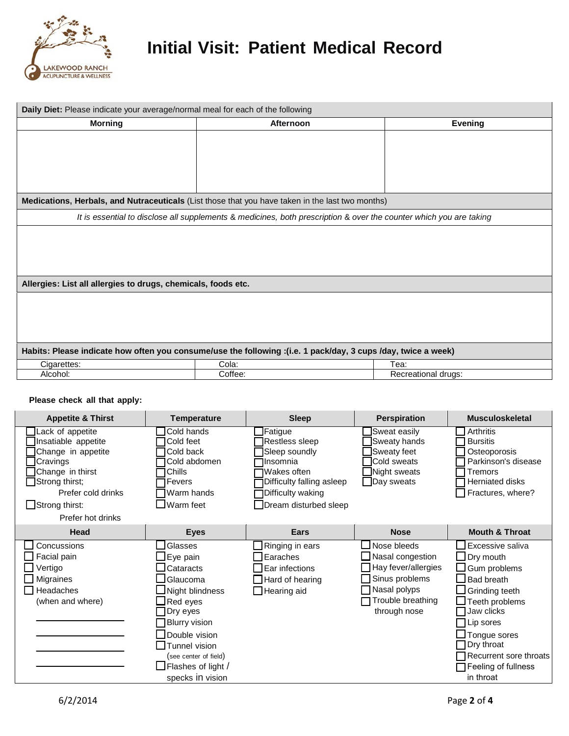LAKEWOOD RANCH ACUPUNCTURE & WELLNESS

# Initial Visit: Patient Medical Record

**Daily Diet:** Please indicate your average/normal meal for each of the following

| Morning | Afternoon | Evening |
|---|---|---|
| | | |

**Medications, Herbals, and Nutraceuticals** (List those that you have taken in the last two months)

*It is essential to disclose all supplements & medicines, both prescription & over the counter which you are taking*

**Allergies: List all allergies to drugs, chemicals, foods etc.**

**Habits: Please indicate how often you consume/use the following :(i.e. 1 pack/day, 3 cups /day, twice a week)**

| | | |
|---|---|---|
| Cigarettes: | Cola: | Tea: |
| Alcohol: | Coffee: | Recreational drugs: |

**Please check all that apply:**

| Appetite & Thirst | Temperature | Sleep | Perspiration | Musculoskeletal |
|---|---|---|---|---|
| ☐ Lack of appetite | ☐ Cold hands | ☐ Fatigue | ☐ Sweat easily | ☐ Arthritis |
| ☐ Insatiable appetite | ☐ Cold feet | ☐ Restless sleep | ☐ Sweaty hands | ☐ Bursitis |
| ☐ Change in appetite | ☐ Cold back | ☐ Sleep soundly | ☐ Sweaty feet | ☐ Osteoporosis |
| ☐ Cravings | ☐ Cold abdomen | ☐ Insomnia | ☐ Cold sweats | ☐ Parkinson's disease |
| ☐ Change in thirst | ☐ Chills | ☐ Wakes often | ☐ Night sweats | ☐ Tremors |
| ☐ Strong thirst; Prefer cold drinks | ☐ Fevers | ☐ Difficulty falling asleep | ☐ Day sweats | ☐ Herniated disks |
| ☐ Strong thirst: Prefer hot drinks | ☐ Warm hands | ☐ Difficulty waking | | ☐ Fractures, where? |
| | ☐ Warm feet | ☐ Dream disturbed sleep | | |

| Head | Eyes | Ears | Nose | Mouth & Throat |
|---|---|---|---|---|
| ☐ Concussions | ☐ Glasses | ☐ Ringing in ears | ☐ Nose bleeds | ☐ Excessive saliva |
| ☐ Facial pain | ☐ Eye pain | ☐ Earaches | ☐ Nasal congestion | ☐ Dry mouth |
| ☐ Vertigo | ☐ Cataracts | ☐ Ear infections | ☐ Hay fever/allergies | ☐ Gum problems |
| ☐ Migraines | ☐ Glaucoma | ☐ Hard of hearing | ☐ Sinus problems | ☐ Bad breath |
| ☐ Headaches (when and where) | ☐ Night blindness | ☐ Hearing aid | ☐ Nasal polyps | ☐ Grinding teeth |
| ________________ | ☐ Red eyes | | ☐ Trouble breathing through nose | ☐ Teeth problems |
| ________________ | ☐ Dry eyes | | | ☐ Jaw clicks |
| ________________ | ☐ Blurry vision | | | ☐ Lip sores |
| ________________ | ☐ Double vision | | | ☐ Tongue sores |
| | ☐ Tunnel vision (see center of field) | | | ☐ Dry throat |
| | ☐ Flashes of light / specks in vision | | | ☐ Recurrent sore throats |
| | | | | ☐ Feeling of fullness in throat |

6/2/2014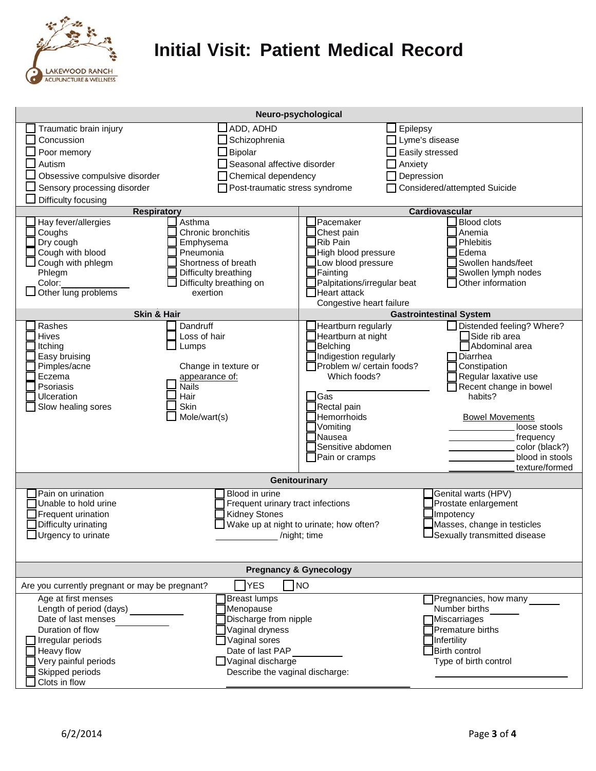# Initial Visit: Patient Medical Record

LAKEWOOD RANCH ACUPUNCTURE & WELLNESS

## Neuro-psychological

- ☐ Traumatic brain injury
- ☐ Concussion
- ☐ Poor memory
- ☐ Autism
- ☐ Obsessive compulsive disorder
- ☐ Sensory processing disorder
- ☐ Difficulty focusing
- ☐ ADD, ADHD
- ☐ Schizophrenia
- ☐ Bipolar
- ☐ Seasonal affective disorder
- ☐ Chemical dependency
- ☐ Post-traumatic stress syndrome
- ☐ Epilepsy
- ☐ Lyme's disease
- ☐ Easily stressed
- ☐ Anxiety
- ☐ Depression
- ☐ Considered/attempted Suicide

## Respiratory

- ☐ Hay fever/allergies
- ☐ Coughs
- ☐ Dry cough
- ☐ Cough with blood
- ☐ Cough with phlegm
- Phlegm Color: ____________
- ☐ Other lung problems
- ☐ Asthma
- ☐ Chronic bronchitis
- ☐ Emphysema
- ☐ Pneumonia
- ☐ Shortness of breath
- ☐ Difficulty breathing
- ☐ Difficulty breathing on exertion

## Cardiovascular

- ☐ Pacemaker
- ☐ Chest pain
- ☐ Rib Pain
- ☐ High blood pressure
- ☐ Low blood pressure
- ☐ Fainting
- ☐ Palpitations/irregular beat
- ☐ Heart attack
- Congestive heart failure
- ☐ Blood clots
- ☐ Anemia
- ☐ Phlebitis
- ☐ Edema
- ☐ Swollen hands/feet
- ☐ Swollen lymph nodes
- ☐ Other information

## Skin & Hair

- ☐ Rashes
- ☐ Hives
- ☐ Itching
- ☐ Easy bruising
- ☐ Pimples/acne
- ☐ Eczema
- ☐ Psoriasis
- ☐ Ulceration
- ☐ Slow healing sores
- ☐ Dandruff
- ☐ Loss of hair
- ☐ Lumps

Change in texture or appearance of:

- ☐ Nails
- ☐ Hair
- ☐ Skin
- ☐ Mole/wart(s)

## Gastrointestinal System

- ☐ Heartburn regularly
- ☐ Heartburn at night
- ☐ Belching
- ☐ Indigestion regularly
- ☐ Problem w/ certain foods? Which foods? ____________
- ☐ Gas
- ☐ Rectal pain
- ☐ Hemorrhoids
- ☐ Vomiting
- ☐ Nausea
- ☐ Sensitive abdomen
- ☐ Pain or cramps
- ☐ Distended feeling? Where?
  - ☐ Side rib area
  - ☐ Abdominal area
- ☐ Diarrhea
- ☐ Constipation
- ☐ Regular laxative use
- ☐ Recent change in bowel habits?

Bowel Movements

- ____________ loose stools
- ____________ frequency
- ____________ color (black?)
- ____________ blood in stools
- ____________ texture/formed

## Genitourinary

- ☐ Pain on urination
- ☐ Unable to hold urine
- ☐ Frequent urination
- ☐ Difficulty urinating
- ☐ Urgency to urinate
- ☐ Blood in urine
- ☐ Frequent urinary tract infections
- ☐ Kidney Stones
- ☐ Wake up at night to urinate; how often? ____________ /night; time
- ☐ Genital warts (HPV)
- ☐ Prostate enlargement
- ☐ Impotency
- ☐ Masses, change in testicles
- ☐ Sexually transmitted disease

## Pregnancy & Gynecology

Are you currently pregnant or may be pregnant? ☐ YES ☐ NO

- Age at first menses
- Length of period (days) ____________
- Date of last menses ____________
- Duration of flow
- ☐ Irregular periods
- ☐ Heavy flow
- ☐ Very painful periods
- ☐ Skipped periods
- ☐ Clots in flow
- ☐ Breast lumps
- ☐ Menopause
- ☐ Discharge from nipple
- ☐ Vaginal dryness
- ☐ Vaginal sores
- Date of last PAP ____________
- ☐ Vaginal discharge
- Describe the vaginal discharge: ____________
- ☐ Pregnancies, how many ______
- Number births ______
- ☐ Miscarriages
- ☐ Premature births
- ☐ Infertility
- ☐ Birth control
- Type of birth control ____________

6/2/2014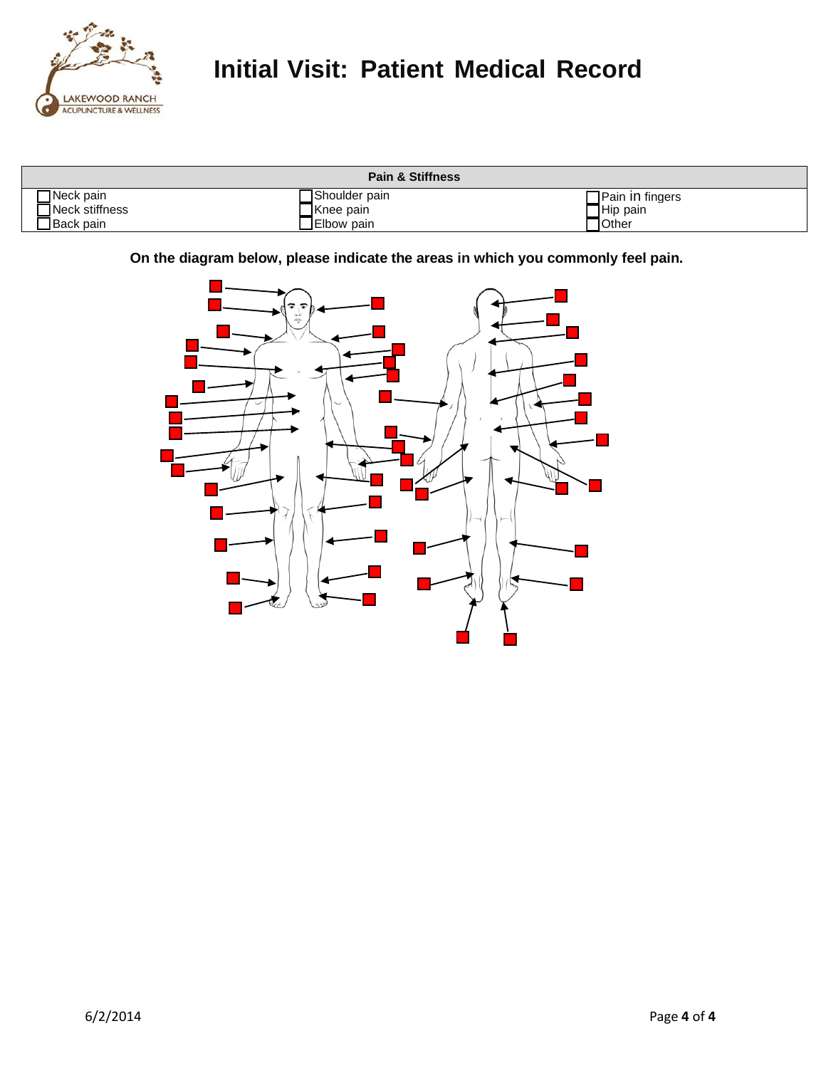# Initial Visit: Patient Medical Record

| Pain & Stiffness | | |
|---|---|---|
| ☐ Neck pain | ☐ Shoulder pain | ☐ Pain in fingers |
| ☐ Neck stiffness | ☐ Knee pain | ☐ Hip pain |
| ☐ Back pain | ☐ Elbow pain | ☐ Other |

**On the diagram below, please indicate the areas in which you commonly feel pain.**

6/2/2014